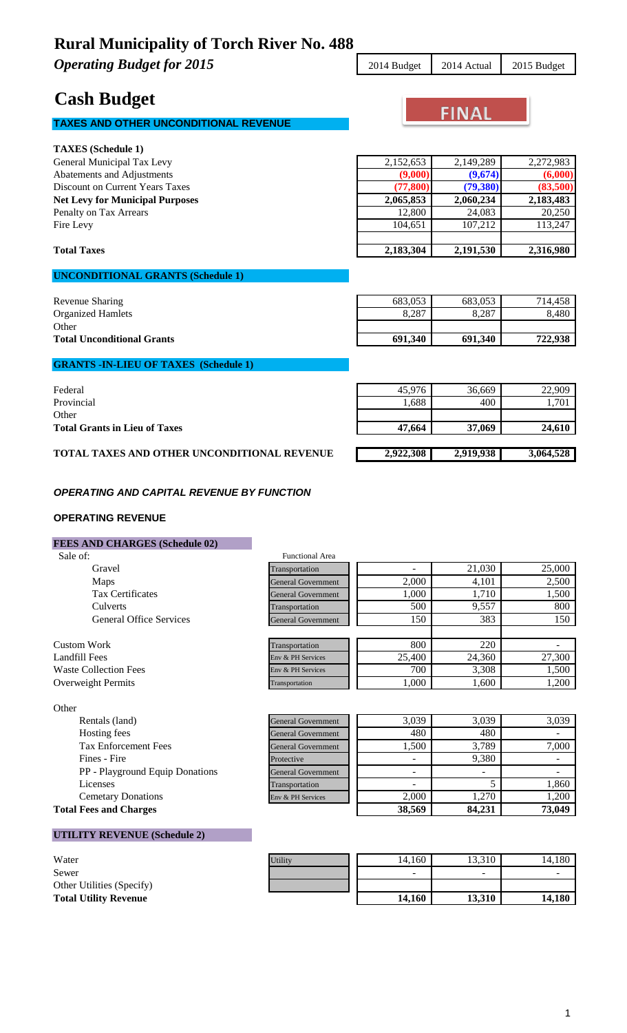# Rural Municipality of Torch River No. 488

***Operating Budget for 2015***

# Cash Budget

**FINAL**

### TAXES AND OTHER UNCONDITIONAL REVENUE

| | 2014 Budget | 2014 Actual | 2015 Budget |
|---|---|---|---|
| **TAXES (Schedule 1)** | | | |
| General Municipal Tax Levy | 2,152,653 | 2,149,289 | 2,272,983 |
| Abatements and Adjustments | **(9,000)** | **(9,674)** | **(6,000)** |
| Discount on Current Years Taxes | **(77,800)** | **(79,380)** | **(83,500)** |
| **Net Levy for Municipal Purposes** | **2,065,853** | **2,060,234** | **2,183,483** |
| Penalty on Tax Arrears | 12,800 | 24,083 | 20,250 |
| Fire Levy | 104,651 | 107,212 | 113,247 |
| **Total Taxes** | **2,183,304** | **2,191,530** | **2,316,980** |
| **UNCONDITIONAL GRANTS (Schedule 1)** | | | |
| Revenue Sharing | 683,053 | 683,053 | 714,458 |
| Organized Hamlets | 8,287 | 8,287 | 8,480 |
| Other | | | |
| **Total Unconditional Grants** | **691,340** | **691,340** | **722,938** |
| **GRANTS -IN-LIEU OF TAXES (Schedule 1)** | | | |
| Federal | 45,976 | 36,669 | 22,909 |
| Provincial | 1,688 | 400 | 1,701 |
| Other | | | |
| **Total Grants in Lieu of Taxes** | **47,664** | **37,069** | **24,610** |
| **TOTAL TAXES AND OTHER UNCONDITIONAL REVENUE** | **2,922,308** | **2,919,938** | **3,064,528** |

### *OPERATING AND CAPITAL REVENUE BY FUNCTION*

#### OPERATING REVENUE

| **FEES AND CHARGES (Schedule 02)** | Functional Area | 2014 Budget | 2014 Actual | 2015 Budget |
|---|---|---|---|---|
| Sale of: | | | | |
| Gravel | Transportation | - | 21,030 | 25,000 |
| Maps | General Government | 2,000 | 4,101 | 2,500 |
| Tax Certificates | General Government | 1,000 | 1,710 | 1,500 |
| Culverts | Transportation | 500 | 9,557 | 800 |
| General Office Services | General Government | 150 | 383 | 150 |
| Custom Work | Transportation | 800 | 220 | - |
| Landfill Fees | Env & PH Services | 25,400 | 24,360 | 27,300 |
| Waste Collection Fees | Env & PH Services | 700 | 3,308 | 1,500 |
| Overweight Permits | Transportation | 1,000 | 1,600 | 1,200 |
| Other | | | | |
| Rentals (land) | General Government | 3,039 | 3,039 | 3,039 |
| Hosting fees | General Government | 480 | 480 | - |
| Tax Enforcement Fees | General Government | 1,500 | 3,789 | 7,000 |
| Fines - Fire | Protective | - | 9,380 | - |
| PP - Playground Equip Donations | General Government | - | - | - |
| Licenses | Transportation | - | 5 | 1,860 |
| Cemetary Donations | Env & PH Services | 2,000 | 1,270 | 1,200 |
| **Total Fees and Charges** | | **38,569** | **84,231** | **73,049** |

| **UTILITY REVENUE (Schedule 2)** | | 2014 Budget | 2014 Actual | 2015 Budget |
|---|---|---|---|---|
| Water | Utility | 14,160 | 13,310 | 14,180 |
| Sewer | | - | - | - |
| Other Utilities (Specify) | | | | |
| **Total Utility Revenue** | | **14,160** | **13,310** | **14,180** |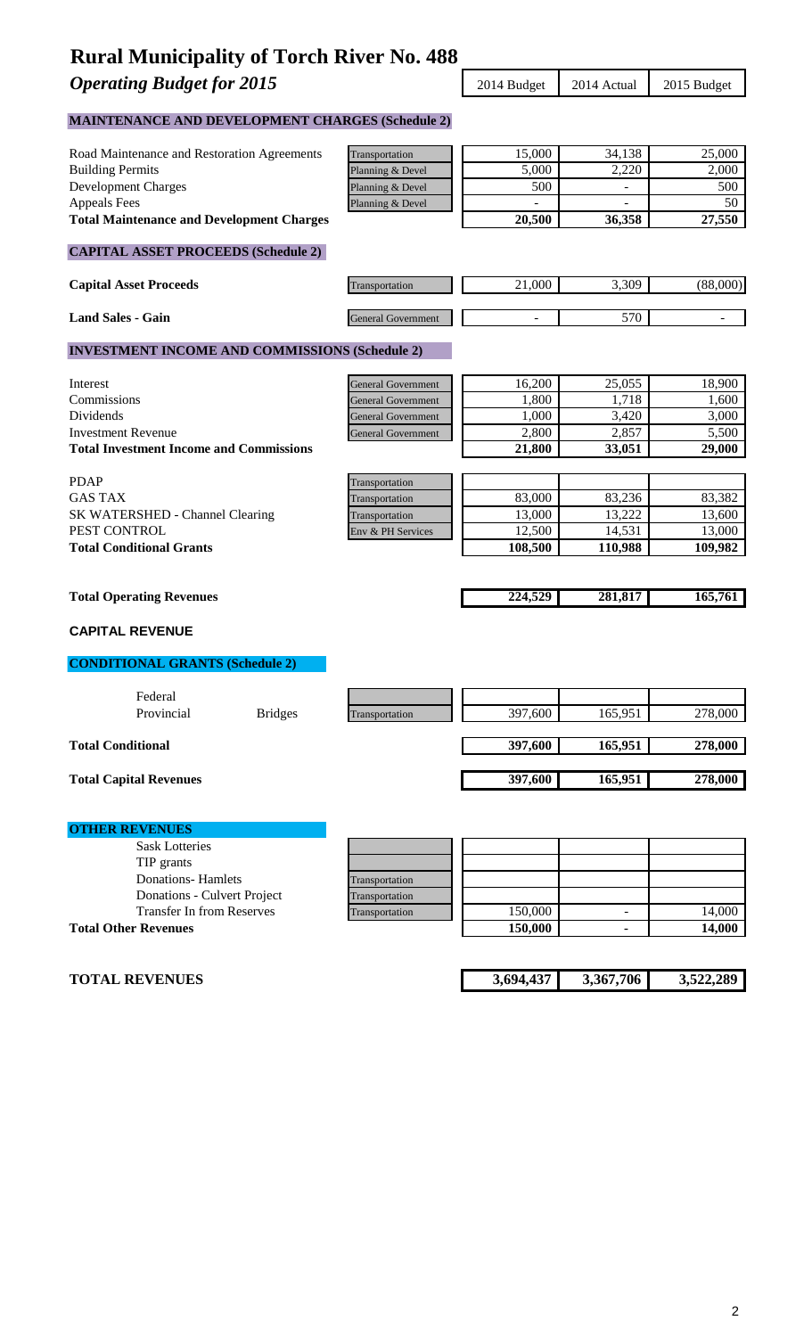# Rural Municipality of Torch River No. 488

## *Operating Budget for 2015*

| | | 2014 Budget | 2014 Actual | 2015 Budget |
|---|---|---|---|---|
| **MAINTENANCE AND DEVELOPMENT CHARGES (Schedule 2)** | | | | |
| Road Maintenance and Restoration Agreements | Transportation | 15,000 | 34,138 | 25,000 |
| Building Permits | Planning & Devel | 5,000 | 2,220 | 2,000 |
| Development Charges | Planning & Devel | 500 | - | 500 |
| Appeals Fees | Planning & Devel | - | - | 50 |
| **Total Maintenance and Development Charges** | | **20,500** | **36,358** | **27,550** |
| **CAPITAL ASSET PROCEEDS (Schedule 2)** | | | | |
| **Capital Asset Proceeds** | Transportation | 21,000 | 3,309 | (88,000) |
| **Land Sales - Gain** | General Government | - | 570 | - |
| **INVESTMENT INCOME AND COMMISSIONS (Schedule 2)** | | | | |
| Interest | General Government | 16,200 | 25,055 | 18,900 |
| Commissions | General Government | 1,800 | 1,718 | 1,600 |
| Dividends | General Government | 1,000 | 3,420 | 3,000 |
| Investment Revenue | General Government | 2,800 | 2,857 | 5,500 |
| **Total Investment Income and Commissions** | | **21,800** | **33,051** | **29,000** |
| PDAP | Transportation | | | |
| GAS TAX | Transportation | 83,000 | 83,236 | 83,382 |
| SK WATERSHED - Channel Clearing | Transportation | 13,000 | 13,222 | 13,600 |
| PEST CONTROL | Env & PH Services | 12,500 | 14,531 | 13,000 |
| **Total Conditional Grants** | | **108,500** | **110,988** | **109,982** |
| **Total Operating Revenues** | | **224,529** | **281,817** | **165,761** |
| **CAPITAL REVENUE** | | | | |
| **CONDITIONAL GRANTS (Schedule 2)** | | | | |
| Federal | | | | |
| Provincial Bridges | Transportation | 397,600 | 165,951 | 278,000 |
| **Total Conditional** | | **397,600** | **165,951** | **278,000** |
| **Total Capital Revenues** | | **397,600** | **165,951** | **278,000** |
| **OTHER REVENUES** | | | | |
| Sask Lotteries | | | | |
| TIP grants | | | | |
| Donations- Hamlets | Transportation | | | |
| Donations - Culvert Project | Transportation | | | |
| Transfer In from Reserves | Transportation | 150,000 | - | 14,000 |
| **Total Other Revenues** | | **150,000** | **-** | **14,000** |
| **TOTAL REVENUES** | | **3,694,437** | **3,367,706** | **3,522,289** |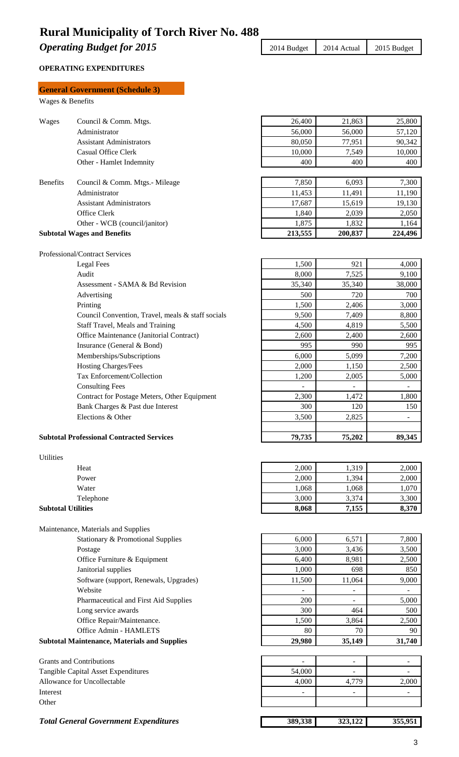# Rural Municipality of Torch River No. 488

## *Operating Budget for 2015*

### OPERATING EXPENDITURES

#### General Government (Schedule 3)

Wages & Benefits

| | | 2014 Budget | 2014 Actual | 2015 Budget |
|---|---|---|---|---|
| Wages | Council & Comm. Mtgs. | 26,400 | 21,863 | 25,800 |
| | Administrator | 56,000 | 56,000 | 57,120 |
| | Assistant Administrators | 80,050 | 77,951 | 90,342 |
| | Casual Office Clerk | 10,000 | 7,549 | 10,000 |
| | Other - Hamlet Indemnity | 400 | 400 | 400 |
| Benefits | Council & Comm. Mtgs.- Mileage | 7,850 | 6,093 | 7,300 |
| | Administrator | 11,453 | 11,491 | 11,190 |
| | Assistant Administrators | 17,687 | 15,619 | 19,130 |
| | Office Clerk | 1,840 | 2,039 | 2,050 |
| | Other - WCB (council/janitor) | 1,875 | 1,832 | 1,164 |
| **Subtotal Wages and Benefits** | | **213,555** | **200,837** | **224,496** |
| Professional/Contract Services | | | | |
| | Legal Fees | 1,500 | 921 | 4,000 |
| | Audit | 8,000 | 7,525 | 9,100 |
| | Assessment - SAMA & Bd Revision | 35,340 | 35,340 | 38,000 |
| | Advertising | 500 | 720 | 700 |
| | Printing | 1,500 | 2,406 | 3,000 |
| | Council Convention, Travel, meals & staff socials | 9,500 | 7,409 | 8,800 |
| | Staff Travel, Meals and Training | 4,500 | 4,819 | 5,500 |
| | Office Maintenance (Janitorial Contract) | 2,600 | 2,400 | 2,600 |
| | Insurance (General & Bond) | 995 | 990 | 995 |
| | Memberships/Subscriptions | 6,000 | 5,099 | 7,200 |
| | Hosting Charges/Fees | 2,000 | 1,150 | 2,500 |
| | Tax Enforcement/Collection | 1,200 | 2,005 | 5,000 |
| | Consulting Fees | - | - | - |
| | Contract for Postage Meters, Other Equipment | 2,300 | 1,472 | 1,800 |
| | Bank Charges & Past due Interest | 300 | 120 | 150 |
| | Elections & Other | 3,500 | 2,825 | - |
| **Subtotal Professional Contracted Services** | | **79,735** | **75,202** | **89,345** |
| Utilities | | | | |
| | Heat | 2,000 | 1,319 | 2,000 |
| | Power | 2,000 | 1,394 | 2,000 |
| | Water | 1,068 | 1,068 | 1,070 |
| | Telephone | 3,000 | 3,374 | 3,300 |
| **Subtotal Utilities** | | **8,068** | **7,155** | **8,370** |
| Maintenance, Materials and Supplies | | | | |
| | Stationary & Promotional Supplies | 6,000 | 6,571 | 7,800 |
| | Postage | 3,000 | 3,436 | 3,500 |
| | Office Furniture & Equipment | 6,400 | 8,981 | 2,500 |
| | Janitorial supplies | 1,000 | 698 | 850 |
| | Software (support, Renewals, Upgrades) | 11,500 | 11,064 | 9,000 |
| | Website | - | - | - |
| | Pharmaceutical and First Aid Supplies | 200 | - | 5,000 |
| | Long service awards | 300 | 464 | 500 |
| | Office Repair/Maintenance. | 1,500 | 3,864 | 2,500 |
| | Office Admin - HAMLETS | 80 | 70 | 90 |
| **Subtotal Maintenance, Materials and Supplies** | | **29,980** | **35,149** | **31,740** |
| Grants and Contributions | | - | - | - |
| Tangible Capital Asset Expenditures | | 54,000 | - | - |
| Allowance for Uncollectable | | 4,000 | 4,779 | 2,000 |
| Interest | | - | - | - |
| Other | | | | |
| ***Total General Government Expenditures*** | | **389,338** | **323,122** | **355,951** |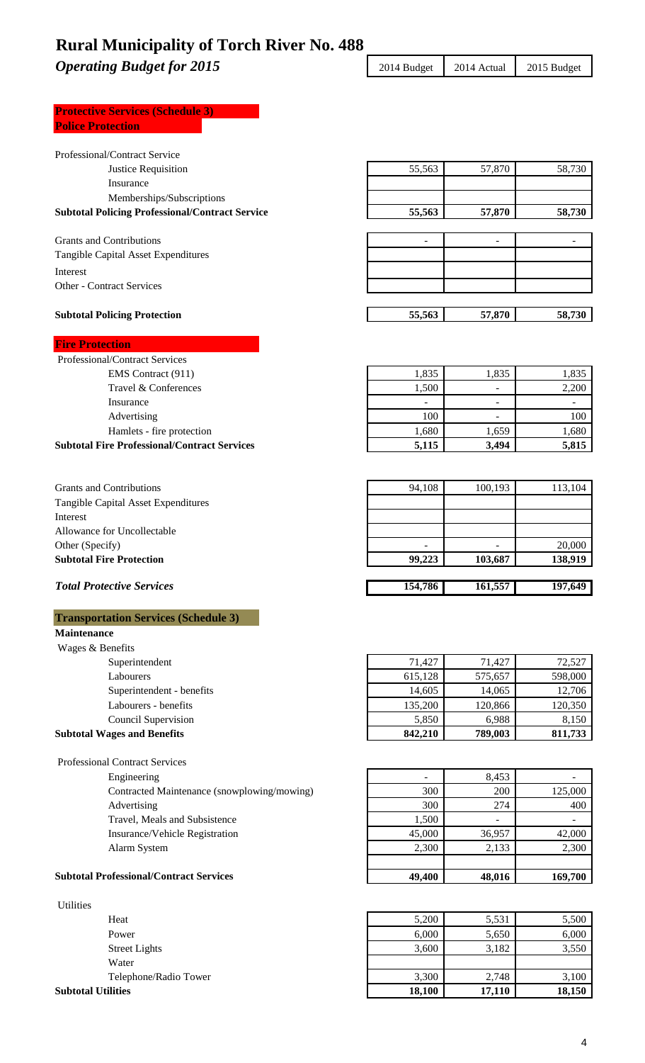# Rural Municipality of Torch River No. 488

## *Operating Budget for 2015*

| | 2014 Budget | 2014 Actual | 2015 Budget |
|---|---|---|---|
| **Protective Services (Schedule 3)** | | | |
| **Police Protection** | | | |
| Professional/Contract Service | | | |
| Justice Requisition | 55,563 | 57,870 | 58,730 |
| Insurance | | | |
| Memberships/Subscriptions | | | |
| **Subtotal Policing Professional/Contract Service** | **55,563** | **57,870** | **58,730** |
| Grants and Contributions | - | - | - |
| Tangible Capital Asset Expenditures | | | |
| Interest | | | |
| Other - Contract Services | | | |
| **Subtotal Policing Protection** | **55,563** | **57,870** | **58,730** |
| **Fire Protection** | | | |
| Professional/Contract Services | | | |
| EMS Contract (911) | 1,835 | 1,835 | 1,835 |
| Travel & Conferences | 1,500 | - | 2,200 |
| Insurance | - | - | - |
| Advertising | 100 | - | 100 |
| Hamlets - fire protection | 1,680 | 1,659 | 1,680 |
| **Subtotal Fire Professional/Contract Services** | **5,115** | **3,494** | **5,815** |
| Grants and Contributions | 94,108 | 100,193 | 113,104 |
| Tangible Capital Asset Expenditures | | | |
| Interest | | | |
| Allowance for Uncollectable | | | |
| Other (Specify) | - | - | 20,000 |
| **Subtotal Fire Protection** | **99,223** | **103,687** | **138,919** |
| ***Total Protective Services*** | **154,786** | **161,557** | **197,649** |
| **Transportation Services (Schedule 3)** | | | |
| **Maintenance** | | | |
| Wages & Benefits | | | |
| Superintendent | 71,427 | 71,427 | 72,527 |
| Labourers | 615,128 | 575,657 | 598,000 |
| Superintendent - benefits | 14,605 | 14,065 | 12,706 |
| Labourers - benefits | 135,200 | 120,866 | 120,350 |
| Council Supervision | 5,850 | 6,988 | 8,150 |
| **Subtotal Wages and Benefits** | **842,210** | **789,003** | **811,733** |
| Professional Contract Services | | | |
| Engineering | - | 8,453 | - |
| Contracted Maintenance (snowplowing/mowing) | 300 | 200 | 125,000 |
| Advertising | 300 | 274 | 400 |
| Travel, Meals and Subsistence | 1,500 | - | - |
| Insurance/Vehicle Registration | 45,000 | 36,957 | 42,000 |
| Alarm System | 2,300 | 2,133 | 2,300 |
| **Subtotal Professional/Contract Services** | **49,400** | **48,016** | **169,700** |
| Utilities | | | |
| Heat | 5,200 | 5,531 | 5,500 |
| Power | 6,000 | 5,650 | 6,000 |
| Street Lights | 3,600 | 3,182 | 3,550 |
| Water | | | |
| Telephone/Radio Tower | 3,300 | 2,748 | 3,100 |
| **Subtotal Utilities** | **18,100** | **17,110** | **18,150** |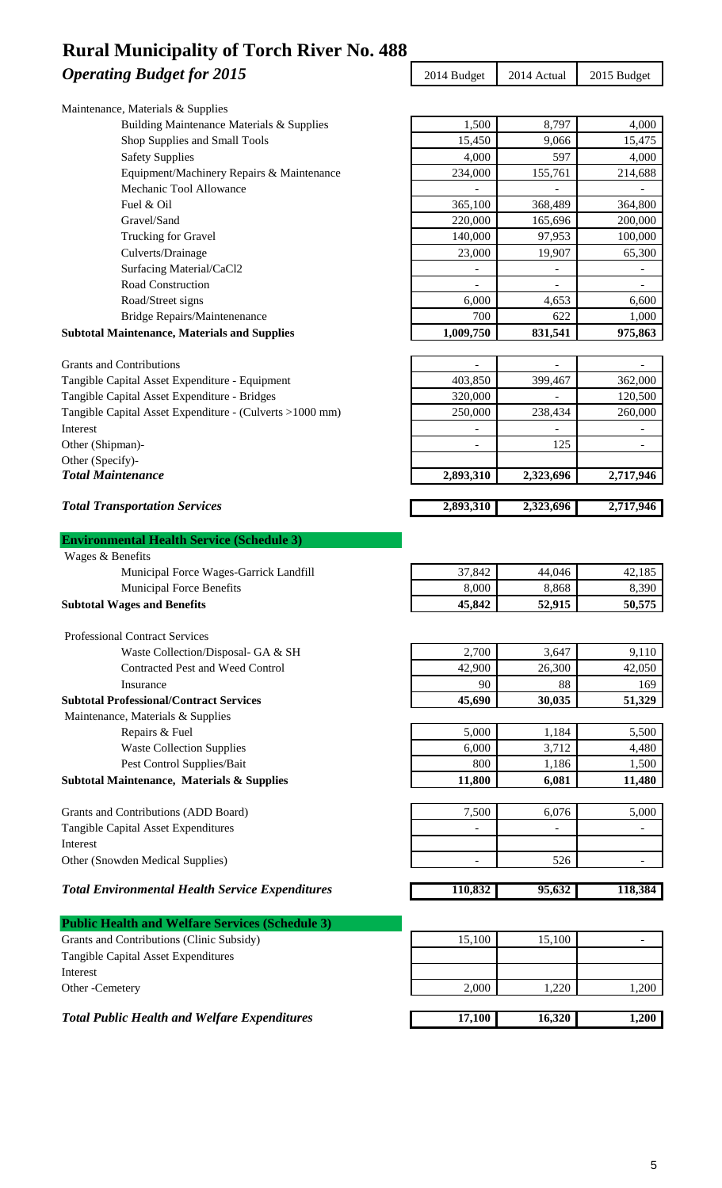# Rural Municipality of Torch River No. 488

***Operating Budget for 2015***

| | 2014 Budget | 2014 Actual | 2015 Budget |
|---|---|---|---|
| Maintenance, Materials & Supplies | | | |
| Building Maintenance Materials & Supplies | 1,500 | 8,797 | 4,000 |
| Shop Supplies and Small Tools | 15,450 | 9,066 | 15,475 |
| Safety Supplies | 4,000 | 597 | 4,000 |
| Equipment/Machinery Repairs & Maintenance | 234,000 | 155,761 | 214,688 |
| Mechanic Tool Allowance | - | - | - |
| Fuel & Oil | 365,100 | 368,489 | 364,800 |
| Gravel/Sand | 220,000 | 165,696 | 200,000 |
| Trucking for Gravel | 140,000 | 97,953 | 100,000 |
| Culverts/Drainage | 23,000 | 19,907 | 65,300 |
| Surfacing Material/CaCl2 | - | - | - |
| Road Construction | - | - | - |
| Road/Street signs | 6,000 | 4,653 | 6,600 |
| Bridge Repairs/Maintenenance | 700 | 622 | 1,000 |
| **Subtotal Maintenance, Materials and Supplies** | **1,009,750** | **831,541** | **975,863** |
| Grants and Contributions | - | - | - |
| Tangible Capital Asset Expenditure - Equipment | 403,850 | 399,467 | 362,000 |
| Tangible Capital Asset Expenditure - Bridges | 320,000 | - | 120,500 |
| Tangible Capital Asset Expenditure - (Culverts >1000 mm) | 250,000 | 238,434 | 260,000 |
| Interest | - | - | - |
| Other (Shipman)- | - | 125 | - |
| Other (Specify)- | | | |
| ***Total Maintenance*** | **2,893,310** | **2,323,696** | **2,717,946** |
| ***Total Transportation Services*** | **2,893,310** | **2,323,696** | **2,717,946** |

| | 2014 Budget | 2014 Actual | 2015 Budget |
|---|---|---|---|
| **Environmental Health Service (Schedule 3)** | | | |
| Wages & Benefits | | | |
| Municipal Force Wages-Garrick Landfill | 37,842 | 44,046 | 42,185 |
| Municipal Force Benefits | 8,000 | 8,868 | 8,390 |
| **Subtotal Wages and Benefits** | **45,842** | **52,915** | **50,575** |
| Professional Contract Services | | | |
| Waste Collection/Disposal- GA & SH | 2,700 | 3,647 | 9,110 |
| Contracted Pest and Weed Control | 42,900 | 26,300 | 42,050 |
| Insurance | 90 | 88 | 169 |
| **Subtotal Professional/Contract Services** | **45,690** | **30,035** | **51,329** |
| Maintenance, Materials & Supplies | | | |
| Repairs & Fuel | 5,000 | 1,184 | 5,500 |
| Waste Collection Supplies | 6,000 | 3,712 | 4,480 |
| Pest Control Supplies/Bait | 800 | 1,186 | 1,500 |
| **Subtotal Maintenance, Materials & Supplies** | **11,800** | **6,081** | **11,480** |
| Grants and Contributions (ADD Board) | 7,500 | 6,076 | 5,000 |
| Tangible Capital Asset Expenditures | - | - | - |
| Interest | | | |
| Other (Snowden Medical Supplies) | - | 526 | - |
| ***Total Environmental Health Service Expenditures*** | **110,832** | **95,632** | **118,384** |

| | 2014 Budget | 2014 Actual | 2015 Budget |
|---|---|---|---|
| **Public Health and Welfare Services (Schedule 3)** | | | |
| Grants and Contributions (Clinic Subsidy) | 15,100 | 15,100 | - |
| Tangible Capital Asset Expenditures | | | |
| Interest | | | |
| Other -Cemetery | 2,000 | 1,220 | 1,200 |
| ***Total Public Health and Welfare Expenditures*** | **17,100** | **16,320** | **1,200** |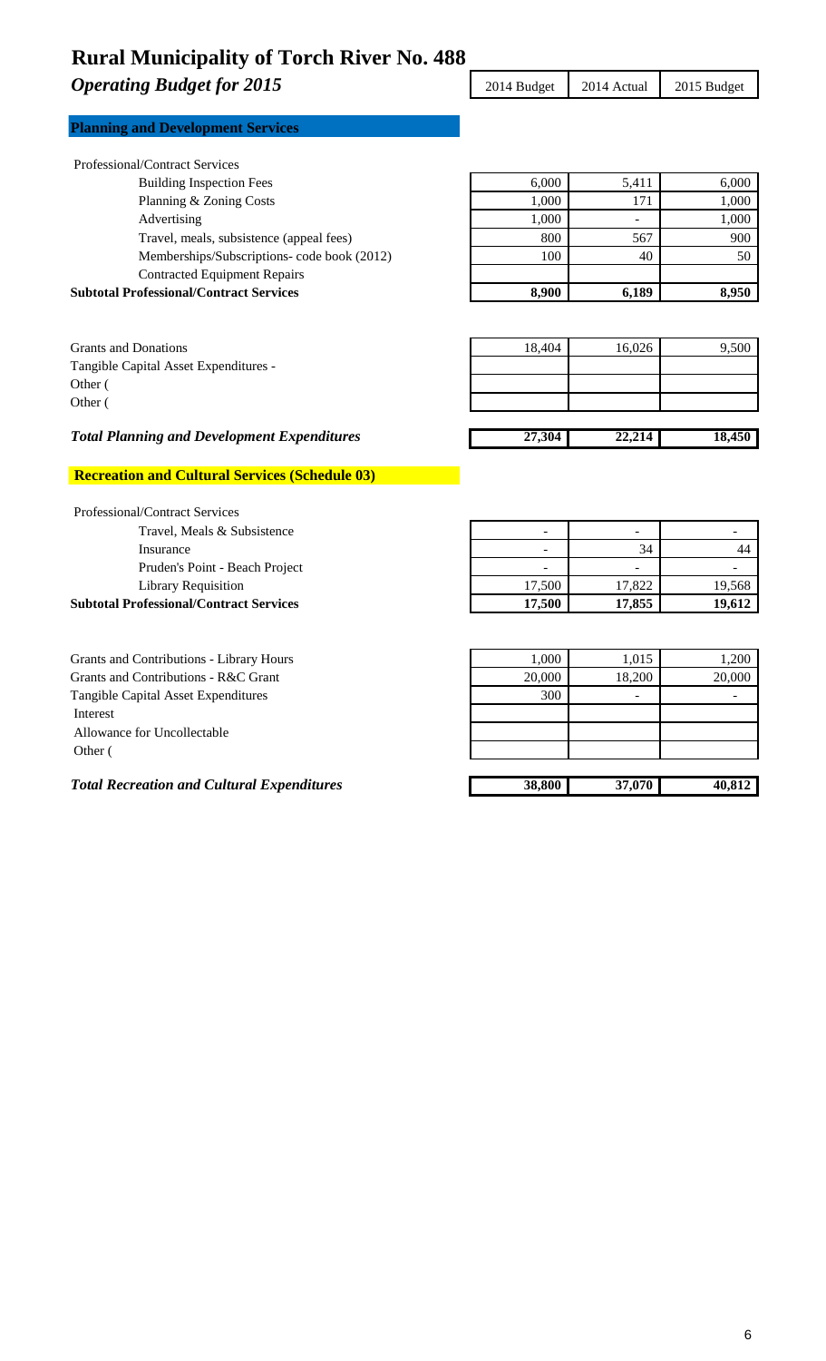# Rural Municipality of Torch River No. 488

## *Operating Budget for 2015*

### Planning and Development Services

| | 2014 Budget | 2014 Actual | 2015 Budget |
|---|---|---|---|
| Professional/Contract Services | | | |
| Building Inspection Fees | 6,000 | 5,411 | 6,000 |
| Planning & Zoning Costs | 1,000 | 171 | 1,000 |
| Advertising | 1,000 | - | 1,000 |
| Travel, meals, subsistence (appeal fees) | 800 | 567 | 900 |
| Memberships/Subscriptions- code book (2012) | 100 | 40 | 50 |
| Contracted Equipment Repairs | | | |
| **Subtotal Professional/Contract Services** | **8,900** | **6,189** | **8,950** |
| Grants and Donations | 18,404 | 16,026 | 9,500 |
| Tangible Capital Asset Expenditures - | | | |
| Other ( | | | |
| Other ( | | | |
| ***Total Planning and Development Expenditures*** | **27,304** | **22,214** | **18,450** |

### Recreation and Cultural Services (Schedule 03)

| | 2014 Budget | 2014 Actual | 2015 Budget |
|---|---|---|---|
| Professional/Contract Services | | | |
| Travel, Meals & Subsistence | - | - | - |
| Insurance | - | 34 | 44 |
| Pruden's Point - Beach Project | - | - | - |
| Library Requisition | 17,500 | 17,822 | 19,568 |
| **Subtotal Professional/Contract Services** | **17,500** | **17,855** | **19,612** |
| Grants and Contributions - Library Hours | 1,000 | 1,015 | 1,200 |
| Grants and Contributions - R&C Grant | 20,000 | 18,200 | 20,000 |
| Tangible Capital Asset Expenditures | 300 | - | - |
| Interest | | | |
| Allowance for Uncollectable | | | |
| Other ( | | | |
| ***Total Recreation and Cultural Expenditures*** | **38,800** | **37,070** | **40,812** |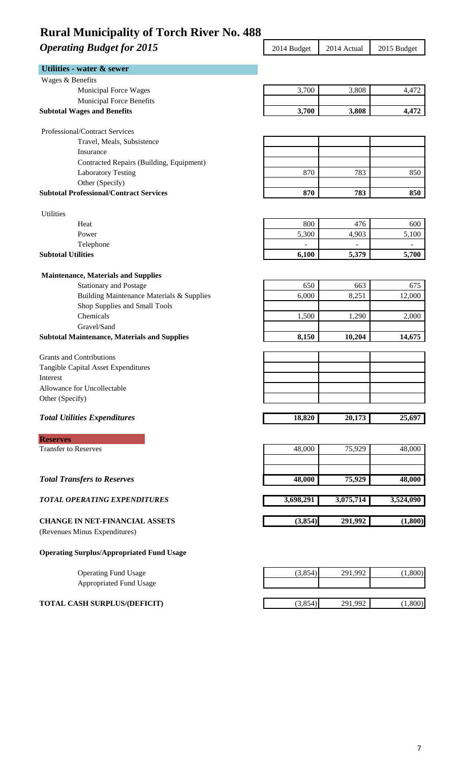# Rural Municipality of Torch River No. 488

## *Operating Budget for 2015*

| | 2014 Budget | 2014 Actual | 2015 Budget |
|---|---|---|---|
| **Utilities - water & sewer** | | | |
| Wages & Benefits | | | |
| Municipal Force Wages | 3,700 | 3,808 | 4,472 |
| Municipal Force Benefits | | | |
| **Subtotal Wages and Benefits** | **3,700** | **3,808** | **4,472** |
| Professional/Contract Services | | | |
| Travel, Meals, Subsistence | | | |
| Insurance | | | |
| Contracted Repairs (Building, Equipment) | | | |
| Laboratory Testing | 870 | 783 | 850 |
| Other (Specify) | | | |
| **Subtotal Professional/Contract Services** | **870** | **783** | **850** |
| Utilities | | | |
| Heat | 800 | 476 | 600 |
| Power | 5,300 | 4,903 | 5,100 |
| Telephone | - | - | - |
| **Subtotal Utilities** | **6,100** | **5,379** | **5,700** |
| **Maintenance, Materials and Supplies** | | | |
| Stationary and Postage | 650 | 663 | 675 |
| Building Maintenance Materials & Supplies | 6,000 | 8,251 | 12,000 |
| Shop Supplies and Small Tools | | | |
| Chemicals | 1,500 | 1,290 | 2,000 |
| Gravel/Sand | | | |
| **Subtotal Maintenance, Materials and Supplies** | **8,150** | **10,204** | **14,675** |
| Grants and Contributions | | | |
| Tangible Capital Asset Expenditures | | | |
| Interest | | | |
| Allowance for Uncollectable | | | |
| Other (Specify) | | | |
| ***Total Utilities Expenditures*** | **18,820** | **20,173** | **25,697** |
| **Reserves** | | | |
| Transfer to Reserves | 48,000 | 75,929 | 48,000 |
| ***Total Transfers to Reserves*** | **48,000** | **75,929** | **48,000** |
| ***TOTAL OPERATING EXPENDITURES*** | **3,698,291** | **3,075,714** | **3,524,090** |
| **CHANGE IN NET-FINANCIAL ASSETS** (Revenues Minus Expenditures) | **(3,854)** | **291,992** | **(1,800)** |
| **Operating Surplus/Appropriated Fund Usage** | | | |
| Operating Fund Usage | (3,854) | 291,992 | (1,800) |
| Appropriated Fund Usage | | | |
| **TOTAL CASH SURPLUS/(DEFICIT)** | (3,854) | 291,992 | (1,800) |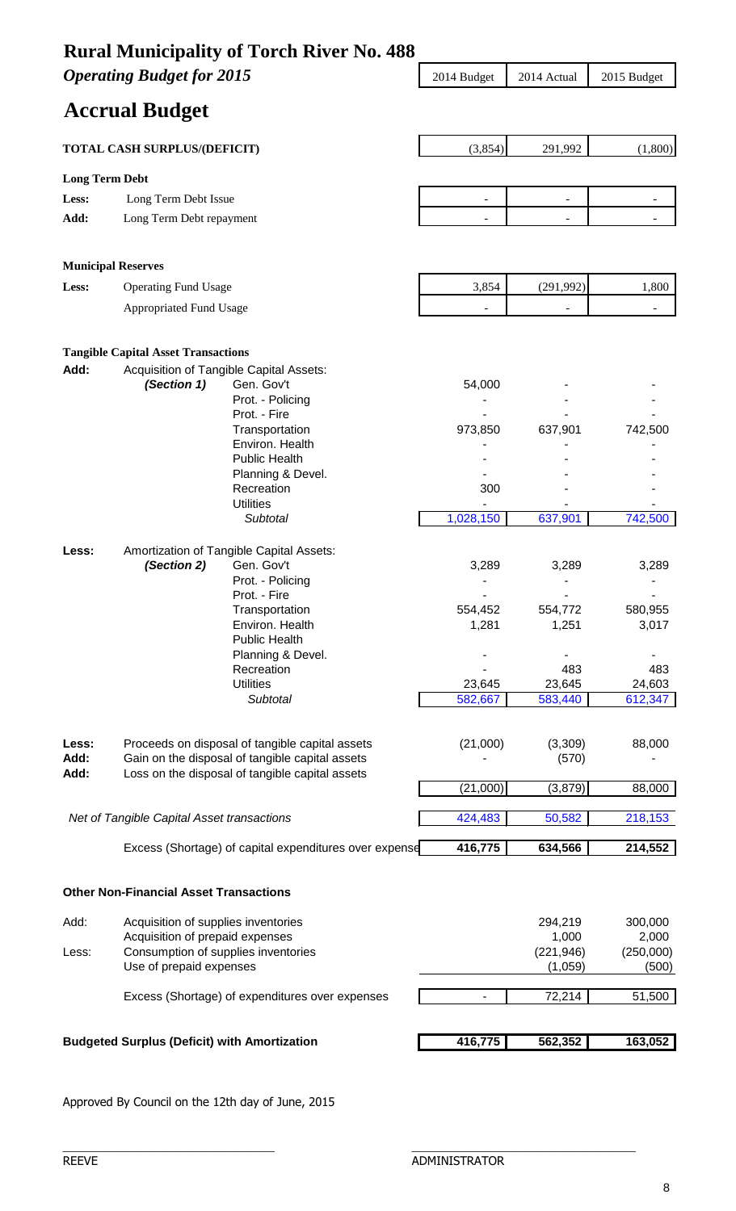# Rural Municipality of Torch River No. 488

*Operating Budget for 2015*

## Accrual Budget

| | | | 2014 Budget | 2014 Actual | 2015 Budget |
|---|---|---|---|---|---|
| **TOTAL CASH SURPLUS/(DEFICIT)** | | | (3,854) | 291,992 | (1,800) |
| **Long Term Debt** | | | | | |
| **Less:** | Long Term Debt Issue | | - | - | - |
| **Add:** | Long Term Debt repayment | | - | - | - |
| **Municipal Reserves** | | | | | |
| **Less:** | Operating Fund Usage | | 3,854 | (291,992) | 1,800 |
| | Appropriated Fund Usage | | - | - | - |
| **Tangible Capital Asset Transactions** | | | | | |
| **Add:** | Acquisition of Tangible Capital Assets: | | | | |
| | ***(Section 1)*** | Gen. Gov't | 54,000 | - | - |
| | | Prot. - Policing | - | - | - |
| | | Prot. - Fire | - | - | - |
| | | Transportation | 973,850 | 637,901 | 742,500 |
| | | Environ. Health | - | - | - |
| | | Public Health | - | - | - |
| | | Planning & Devel. | - | - | - |
| | | Recreation | 300 | - | - |
| | | Utilities | - | - | - |
| | | *Subtotal* | 1,028,150 | 637,901 | 742,500 |
| **Less:** | Amortization of Tangible Capital Assets: | | | | |
| | ***(Section 2)*** | Gen. Gov't | 3,289 | 3,289 | 3,289 |
| | | Prot. - Policing | - | - | - |
| | | Prot. - Fire | - | - | - |
| | | Transportation | 554,452 | 554,772 | 580,955 |
| | | Environ. Health | 1,281 | 1,251 | 3,017 |
| | | Public Health | | | |
| | | Planning & Devel. | - | - | - |
| | | Recreation | - | 483 | 483 |
| | | Utilities | 23,645 | 23,645 | 24,603 |
| | | *Subtotal* | 582,667 | 583,440 | 612,347 |
| **Less:** | Proceeds on disposal of tangible capital assets | | (21,000) | (3,309) | 88,000 |
| **Add:** | Gain on the disposal of tangible capital assets | | - | (570) | - |
| **Add:** | Loss on the disposal of tangible capital assets | | | | |
| | | | (21,000) | (3,879) | 88,000 |
| *Net of Tangible Capital Asset transactions* | | | 424,483 | 50,582 | 218,153 |
| | Excess (Shortage) of capital expenditures over expense | | **416,775** | **634,566** | **214,552** |
| **Other Non-Financial Asset Transactions** | | | | | |
| Add: | Acquisition of supplies inventories | | | 294,219 | 300,000 |
| | Acquisition of prepaid expenses | | | 1,000 | 2,000 |
| Less: | Consumption of supplies inventories | | | (221,946) | (250,000) |
| | Use of prepaid expenses | | | (1,059) | (500) |
| | Excess (Shortage) of expenditures over expenses | | - | 72,214 | 51,500 |
| **Budgeted Surplus (Deficit) with Amortization** | | | **416,775** | **562,352** | **163,052** |

Approved By Council on the 12th day of June, 2015

REEVE ADMINISTRATOR